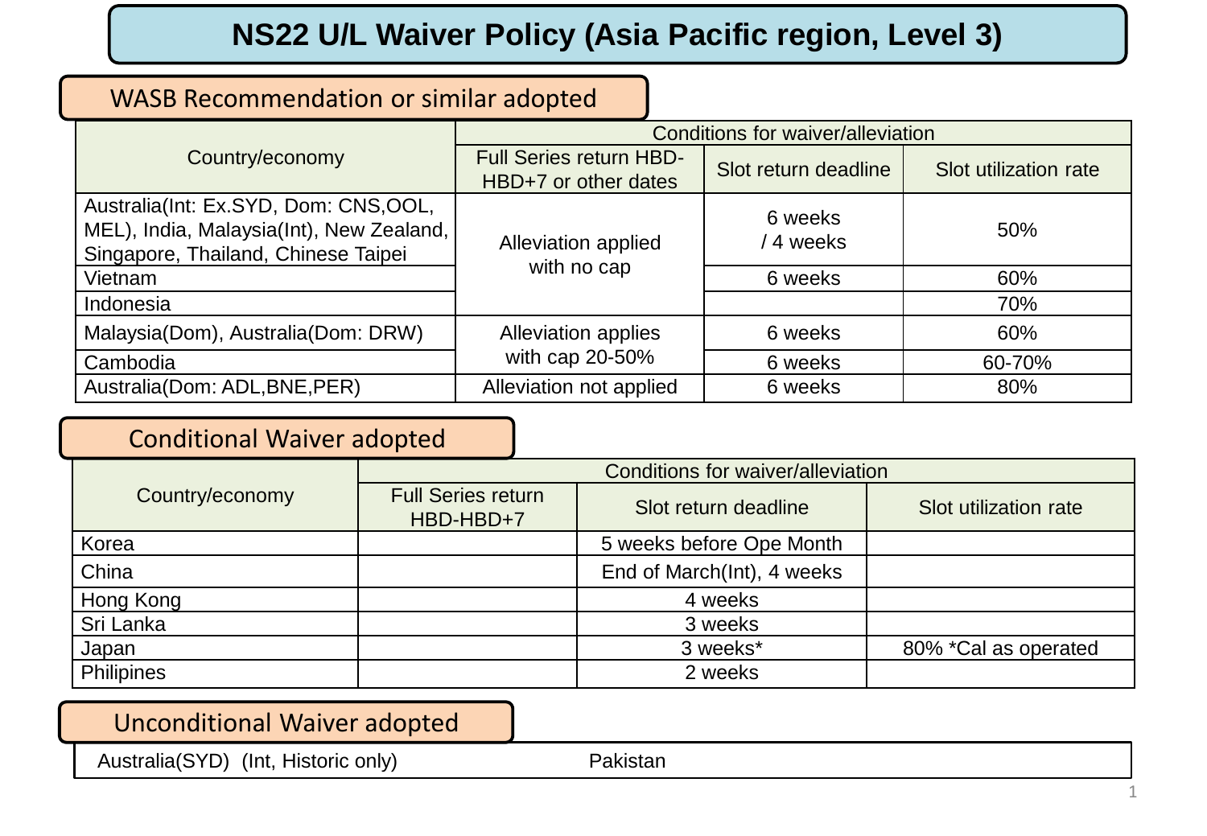# NS22 U/L Waiver Policy (Asia Pacific region, Level 3)

## WASB Recommendation or similar adopted

| Country/economy | Conditions for waiver/alleviation | | |
|---|---|---|---|
| | Full Series return HBD-HBD+7 or other dates | Slot return deadline | Slot utilization rate |
| Australia(Int: Ex.SYD, Dom: CNS,OOL, MEL), India, Malaysia(Int), New Zealand, Singapore, Thailand, Chinese Taipei | Alleviation applied with no cap | 6 weeks / 4 weeks | 50% |
| Vietnam | | 6 weeks | 60% |
| Indonesia | | | 70% |
| Malaysia(Dom), Australia(Dom: DRW) | Alleviation applies with cap 20-50% | 6 weeks | 60% |
| Cambodia | | 6 weeks | 60-70% |
| Australia(Dom: ADL,BNE,PER) | Alleviation not applied | 6 weeks | 80% |

## Conditional Waiver adopted

| Country/economy | Conditions for waiver/alleviation | | |
|---|---|---|---|
| | Full Series return HBD-HBD+7 | Slot return deadline | Slot utilization rate |
| Korea | | 5 weeks before Ope Month | |
| China | | End of March(Int), 4 weeks | |
| Hong Kong | | 4 weeks | |
| Sri Lanka | | 3 weeks | |
| Japan | | 3 weeks* | 80% *Cal as operated |
| Philipines | | 2 weeks | |

## Unconditional Waiver adopted

| | |
|---|---|
| Australia(SYD) (Int, Historic only) | Pakistan |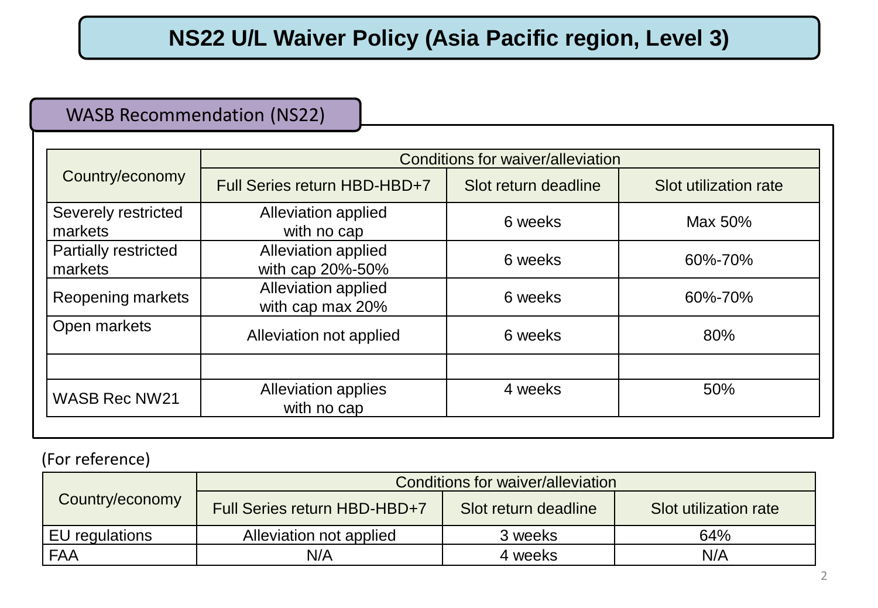# NS22 U/L Waiver Policy (Asia Pacific region, Level 3)

## WASB Recommendation (NS22)

| Country/economy | Conditions for waiver/alleviation | | |
|---|---|---|---|
| | Full Series return HBD-HBD+7 | Slot return deadline | Slot utilization rate |
| Severely restricted markets | Alleviation applied with no cap | 6 weeks | Max 50% |
| Partially restricted markets | Alleviation applied with cap 20%-50% | 6 weeks | 60%-70% |
| Reopening markets | Alleviation applied with cap max 20% | 6 weeks | 60%-70% |
| Open markets | Alleviation not applied | 6 weeks | 80% |
| | | | |
| WASB Rec NW21 | Alleviation applies with no cap | 4 weeks | 50% |

(For reference)

| Country/economy | Conditions for waiver/alleviation | | |
|---|---|---|---|
| | Full Series return HBD-HBD+7 | Slot return deadline | Slot utilization rate |
| EU regulations | Alleviation not applied | 3 weeks | 64% |
| FAA | N/A | 4 weeks | N/A |